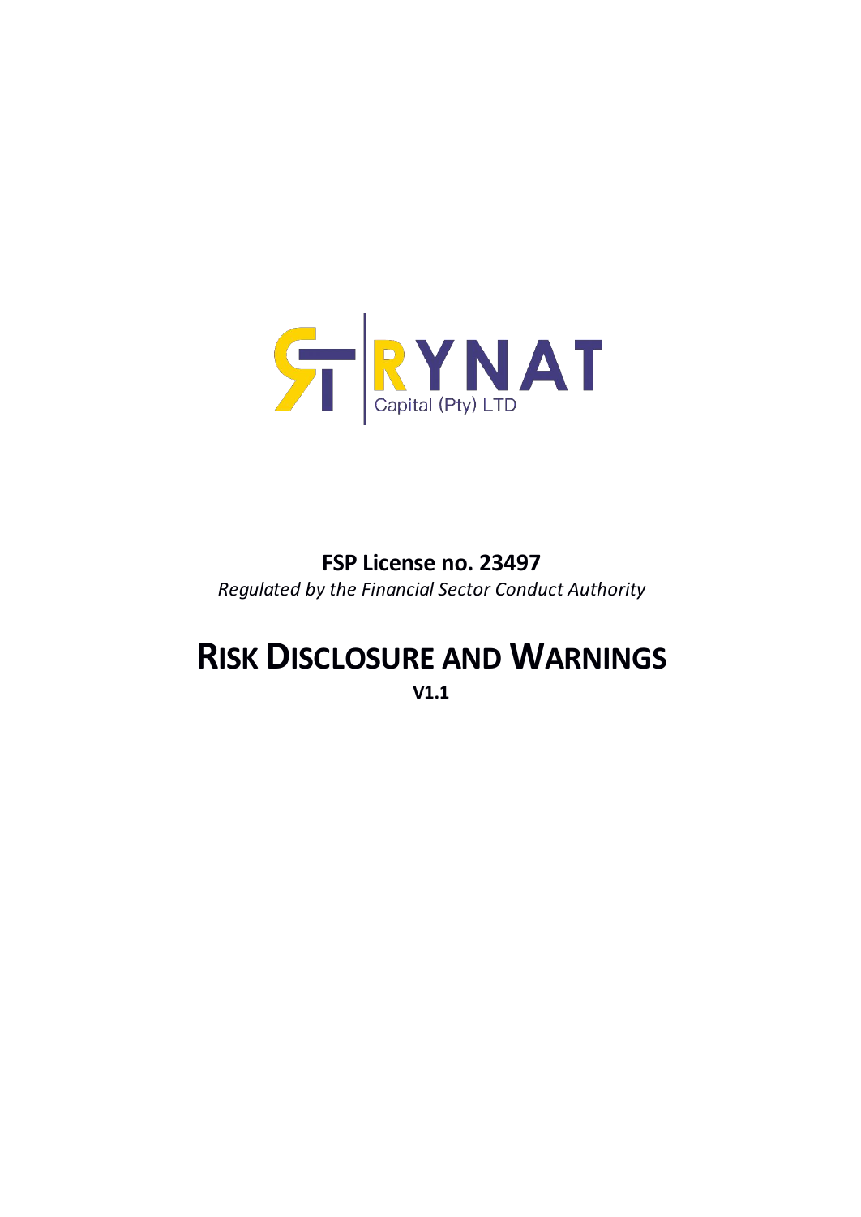RYNAT

Capital (Pty) LTD

**FSP License no. 23497**

*Regulated by the Financial Sector Conduct Authority*

# RISK DISCLOSURE AND WARNINGS

**V1.1**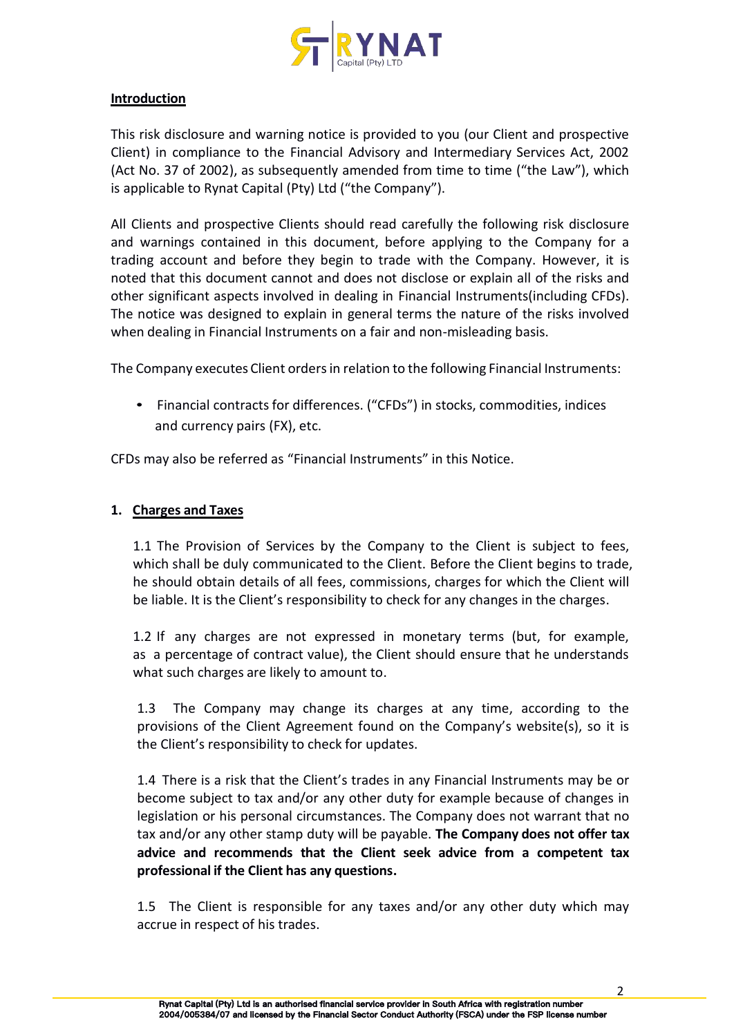## Introduction

This risk disclosure and warning notice is provided to you (our Client and prospective Client) in compliance to the Financial Advisory and Intermediary Services Act, 2002 (Act No. 37 of 2002), as subsequently amended from time to time ("the Law"), which is applicable to Rynat Capital (Pty) Ltd ("the Company").

All Clients and prospective Clients should read carefully the following risk disclosure and warnings contained in this document, before applying to the Company for a trading account and before they begin to trade with the Company. However, it is noted that this document cannot and does not disclose or explain all of the risks and other significant aspects involved in dealing in Financial Instruments(including CFDs). The notice was designed to explain in general terms the nature of the risks involved when dealing in Financial Instruments on a fair and non-misleading basis.

The Company executes Client orders in relation to the following Financial Instruments:

- Financial contracts for differences. ("CFDs") in stocks, commodities, indices and currency pairs (FX), etc.

CFDs may also be referred as "Financial Instruments" in this Notice.

## 1. Charges and Taxes

1.1 The Provision of Services by the Company to the Client is subject to fees, which shall be duly communicated to the Client. Before the Client begins to trade, he should obtain details of all fees, commissions, charges for which the Client will be liable. It is the Client's responsibility to check for any changes in the charges.

1.2 If any charges are not expressed in monetary terms (but, for example, as a percentage of contract value), the Client should ensure that he understands what such charges are likely to amount to.

1.3 The Company may change its charges at any time, according to the provisions of the Client Agreement found on the Company's website(s), so it is the Client's responsibility to check for updates.

1.4 There is a risk that the Client's trades in any Financial Instruments may be or become subject to tax and/or any other duty for example because of changes in legislation or his personal circumstances. The Company does not warrant that no tax and/or any other stamp duty will be payable. **The Company does not offer tax advice and recommends that the Client seek advice from a competent tax professional if the Client has any questions.**

1.5 The Client is responsible for any taxes and/or any other duty which may accrue in respect of his trades.

Rynat Capital (Pty) Ltd is an authorised financial service provider in South Africa with registration number 2004/005384/07 and licensed by the Financial Sector Conduct Authority (FSCA) under the FSP license number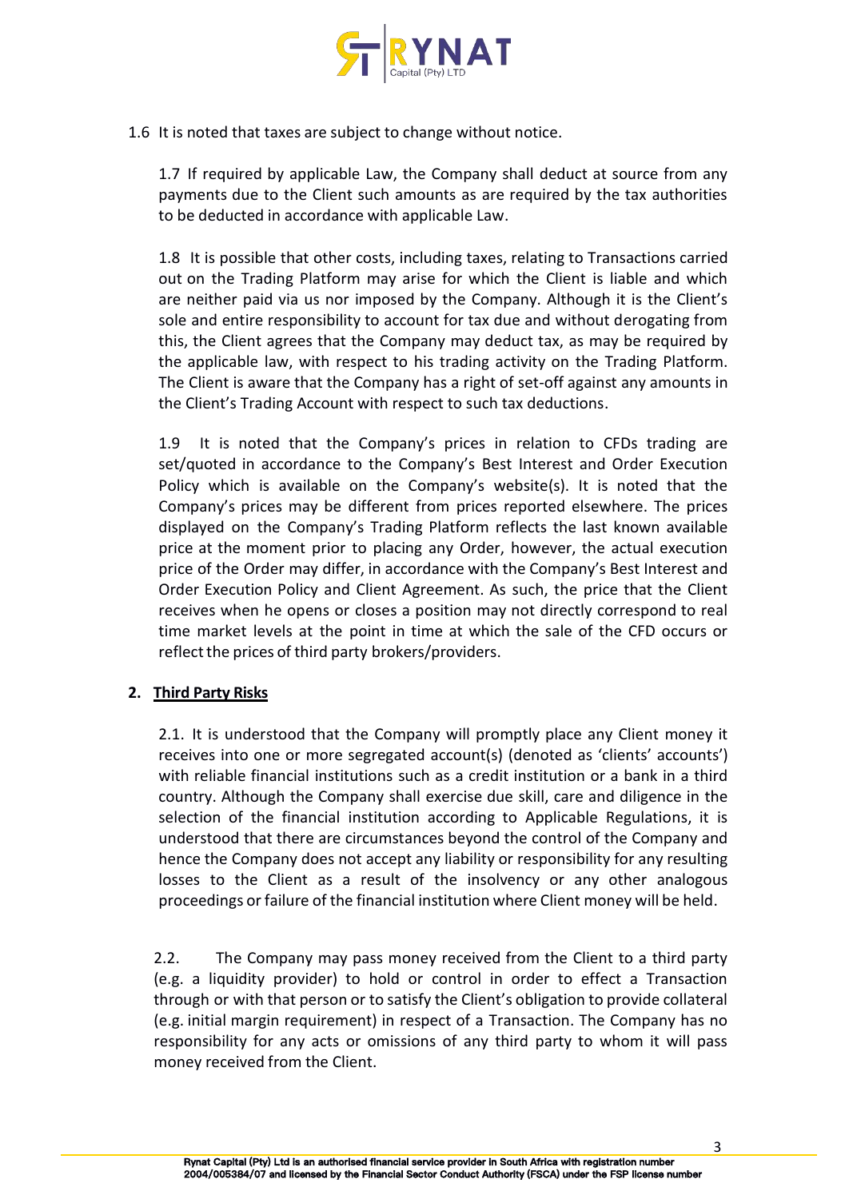1.6 It is noted that taxes are subject to change without notice.

1.7 If required by applicable Law, the Company shall deduct at source from any payments due to the Client such amounts as are required by the tax authorities to be deducted in accordance with applicable Law.

1.8 It is possible that other costs, including taxes, relating to Transactions carried out on the Trading Platform may arise for which the Client is liable and which are neither paid via us nor imposed by the Company. Although it is the Client's sole and entire responsibility to account for tax due and without derogating from this, the Client agrees that the Company may deduct tax, as may be required by the applicable law, with respect to his trading activity on the Trading Platform. The Client is aware that the Company has a right of set-off against any amounts in the Client's Trading Account with respect to such tax deductions.

1.9 It is noted that the Company's prices in relation to CFDs trading are set/quoted in accordance to the Company's Best Interest and Order Execution Policy which is available on the Company's website(s). It is noted that the Company's prices may be different from prices reported elsewhere. The prices displayed on the Company's Trading Platform reflects the last known available price at the moment prior to placing any Order, however, the actual execution price of the Order may differ, in accordance with the Company's Best Interest and Order Execution Policy and Client Agreement. As such, the price that the Client receives when he opens or closes a position may not directly correspond to real time market levels at the point in time at which the sale of the CFD occurs or reflect the prices of third party brokers/providers.

## 2. Third Party Risks

2.1. It is understood that the Company will promptly place any Client money it receives into one or more segregated account(s) (denoted as 'clients' accounts') with reliable financial institutions such as a credit institution or a bank in a third country. Although the Company shall exercise due skill, care and diligence in the selection of the financial institution according to Applicable Regulations, it is understood that there are circumstances beyond the control of the Company and hence the Company does not accept any liability or responsibility for any resulting losses to the Client as a result of the insolvency or any other analogous proceedings or failure of the financial institution where Client money will be held.

2.2. The Company may pass money received from the Client to a third party (e.g. a liquidity provider) to hold or control in order to effect a Transaction through or with that person or to satisfy the Client's obligation to provide collateral (e.g. initial margin requirement) in respect of a Transaction. The Company has no responsibility for any acts or omissions of any third party to whom it will pass money received from the Client.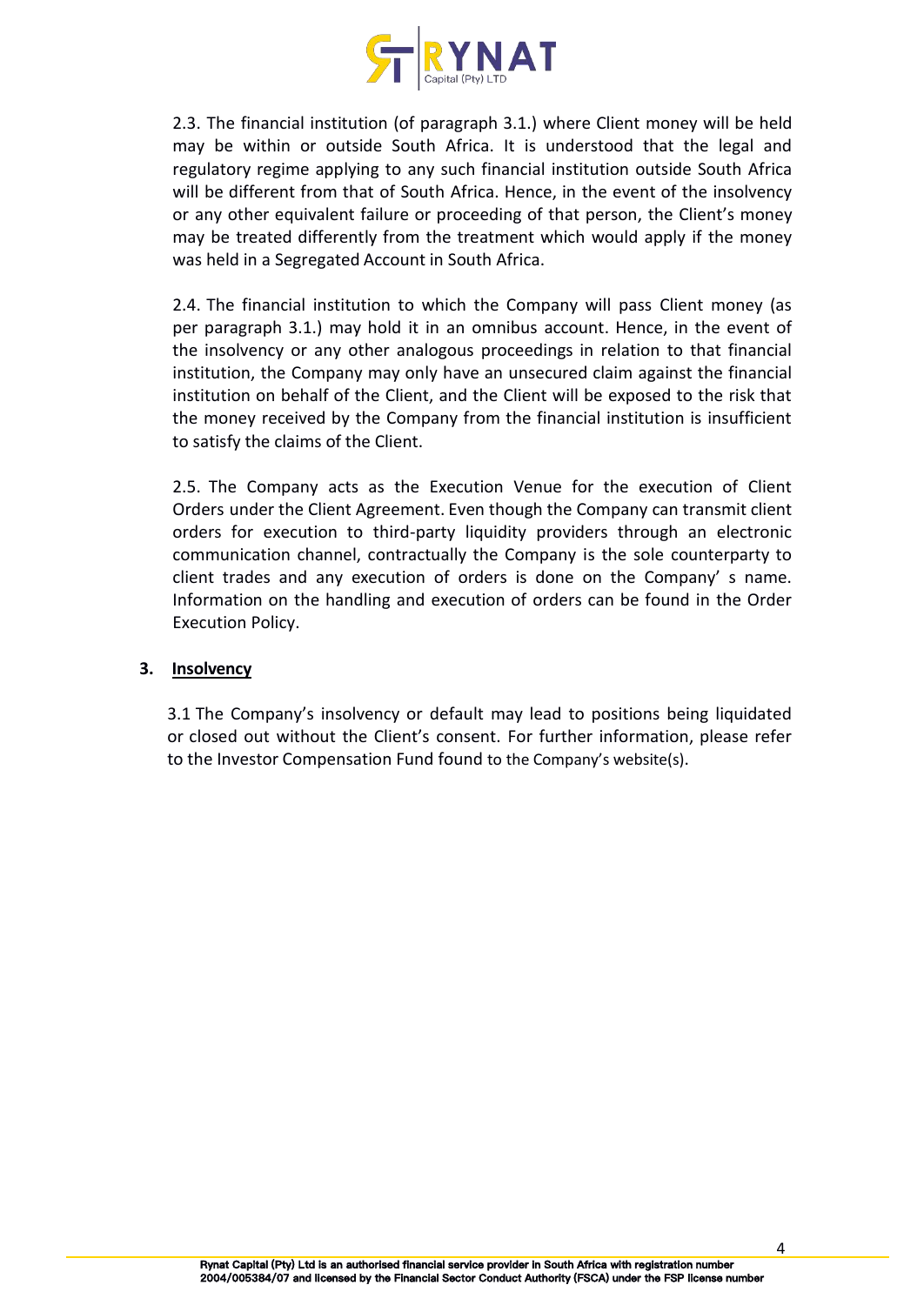2.3. The financial institution (of paragraph 3.1.) where Client money will be held may be within or outside South Africa. It is understood that the legal and regulatory regime applying to any such financial institution outside South Africa will be different from that of South Africa. Hence, in the event of the insolvency or any other equivalent failure or proceeding of that person, the Client's money may be treated differently from the treatment which would apply if the money was held in a Segregated Account in South Africa.

2.4. The financial institution to which the Company will pass Client money (as per paragraph 3.1.) may hold it in an omnibus account. Hence, in the event of the insolvency or any other analogous proceedings in relation to that financial institution, the Company may only have an unsecured claim against the financial institution on behalf of the Client, and the Client will be exposed to the risk that the money received by the Company from the financial institution is insufficient to satisfy the claims of the Client.

2.5. The Company acts as the Execution Venue for the execution of Client Orders under the Client Agreement. Even though the Company can transmit client orders for execution to third-party liquidity providers through an electronic communication channel, contractually the Company is the sole counterparty to client trades and any execution of orders is done on the Company' s name. Information on the handling and execution of orders can be found in the Order Execution Policy.

## 3. Insolvency

3.1 The Company's insolvency or default may lead to positions being liquidated or closed out without the Client's consent. For further information, please refer to the Investor Compensation Fund found to the Company's website(s).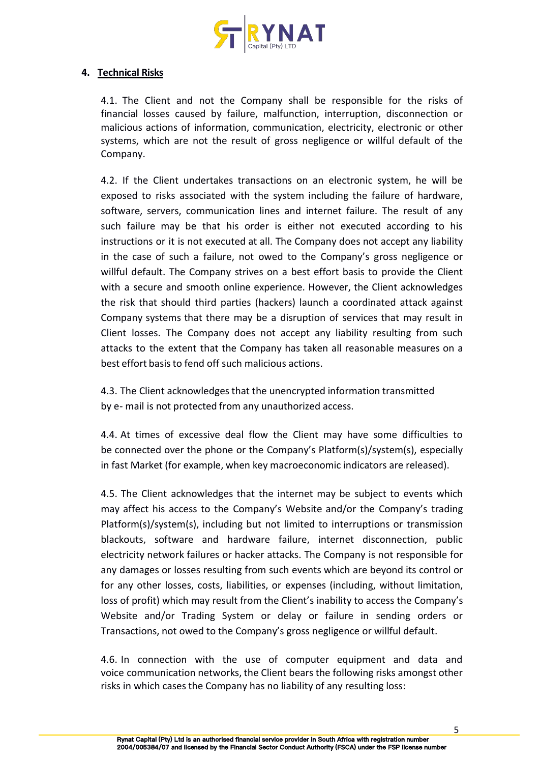## 4. Technical Risks

4.1. The Client and not the Company shall be responsible for the risks of financial losses caused by failure, malfunction, interruption, disconnection or malicious actions of information, communication, electricity, electronic or other systems, which are not the result of gross negligence or willful default of the Company.

4.2. If the Client undertakes transactions on an electronic system, he will be exposed to risks associated with the system including the failure of hardware, software, servers, communication lines and internet failure. The result of any such failure may be that his order is either not executed according to his instructions or it is not executed at all. The Company does not accept any liability in the case of such a failure, not owed to the Company's gross negligence or willful default. The Company strives on a best effort basis to provide the Client with a secure and smooth online experience. However, the Client acknowledges the risk that should third parties (hackers) launch a coordinated attack against Company systems that there may be a disruption of services that may result in Client losses. The Company does not accept any liability resulting from such attacks to the extent that the Company has taken all reasonable measures on a best effort basis to fend off such malicious actions.

4.3. The Client acknowledges that the unencrypted information transmitted by e- mail is not protected from any unauthorized access.

4.4. At times of excessive deal flow the Client may have some difficulties to be connected over the phone or the Company's Platform(s)/system(s), especially in fast Market (for example, when key macroeconomic indicators are released).

4.5. The Client acknowledges that the internet may be subject to events which may affect his access to the Company's Website and/or the Company's trading Platform(s)/system(s), including but not limited to interruptions or transmission blackouts, software and hardware failure, internet disconnection, public electricity network failures or hacker attacks. The Company is not responsible for any damages or losses resulting from such events which are beyond its control or for any other losses, costs, liabilities, or expenses (including, without limitation, loss of profit) which may result from the Client's inability to access the Company's Website and/or Trading System or delay or failure in sending orders or Transactions, not owed to the Company's gross negligence or willful default.

4.6. In connection with the use of computer equipment and data and voice communication networks, the Client bears the following risks amongst other risks in which cases the Company has no liability of any resulting loss: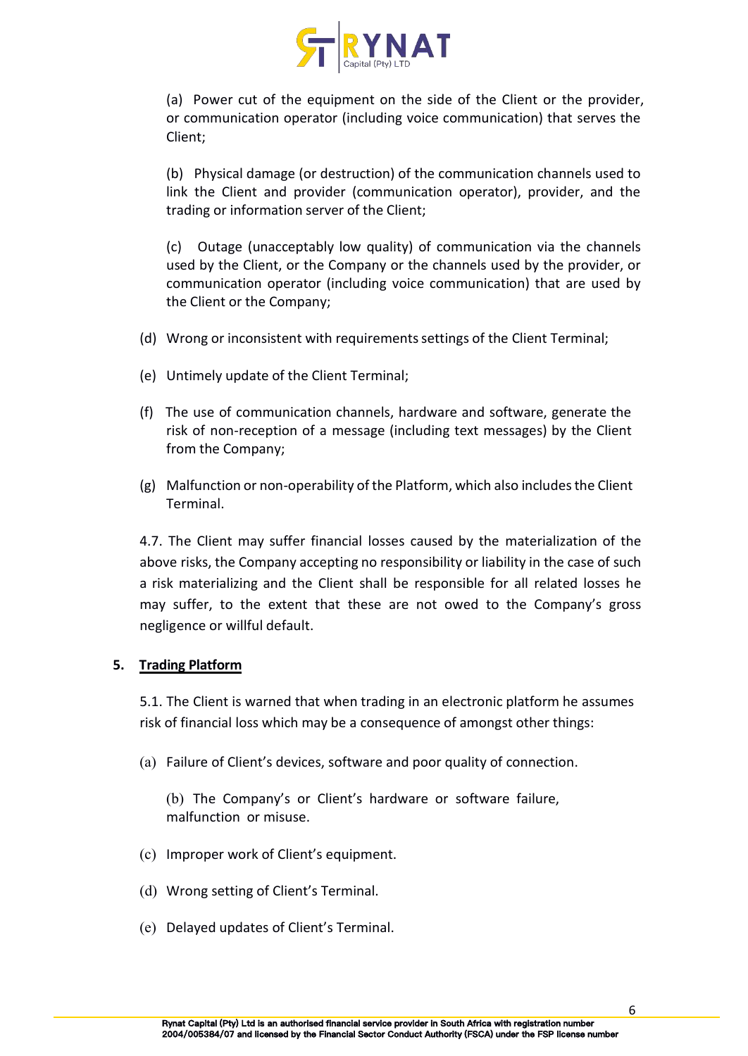(a) Power cut of the equipment on the side of the Client or the provider, or communication operator (including voice communication) that serves the Client;

(b) Physical damage (or destruction) of the communication channels used to link the Client and provider (communication operator), provider, and the trading or information server of the Client;

(c) Outage (unacceptably low quality) of communication via the channels used by the Client, or the Company or the channels used by the provider, or communication operator (including voice communication) that are used by the Client or the Company;

(d) Wrong or inconsistent with requirements settings of the Client Terminal;

(e) Untimely update of the Client Terminal;

(f) The use of communication channels, hardware and software, generate the risk of non-reception of a message (including text messages) by the Client from the Company;

(g) Malfunction or non-operability of the Platform, which also includes the Client Terminal.

4.7. The Client may suffer financial losses caused by the materialization of the above risks, the Company accepting no responsibility or liability in the case of such a risk materializing and the Client shall be responsible for all related losses he may suffer, to the extent that these are not owed to the Company's gross negligence or willful default.

## 5. Trading Platform

5.1. The Client is warned that when trading in an electronic platform he assumes risk of financial loss which may be a consequence of amongst other things:

(a) Failure of Client's devices, software and poor quality of connection.

(b) The Company's or Client's hardware or software failure, malfunction or misuse.

(c) Improper work of Client's equipment.

(d) Wrong setting of Client's Terminal.

(e) Delayed updates of Client's Terminal.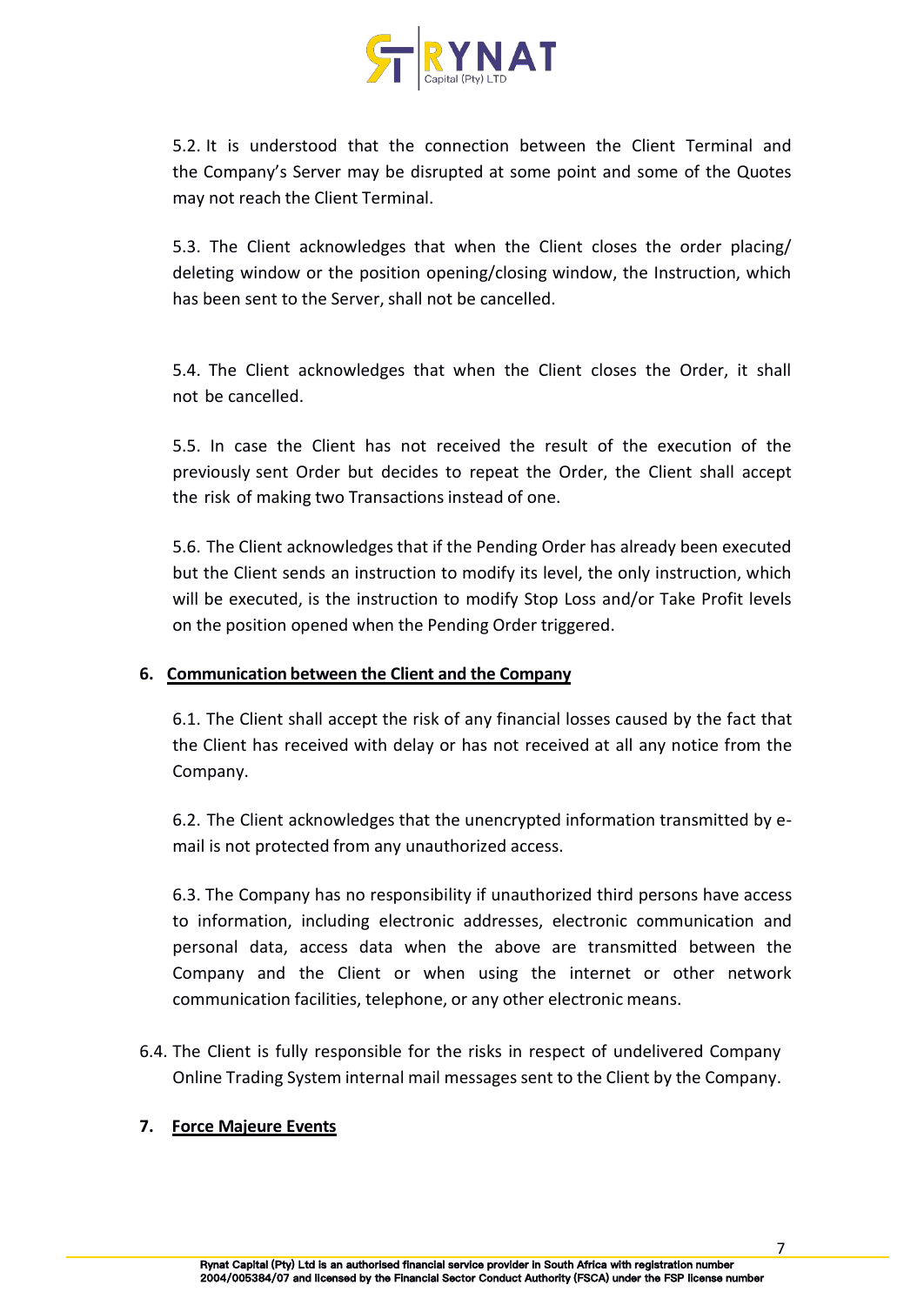5.2. It is understood that the connection between the Client Terminal and the Company's Server may be disrupted at some point and some of the Quotes may not reach the Client Terminal.

5.3. The Client acknowledges that when the Client closes the order placing/ deleting window or the position opening/closing window, the Instruction, which has been sent to the Server, shall not be cancelled.

5.4. The Client acknowledges that when the Client closes the Order, it shall not be cancelled.

5.5. In case the Client has not received the result of the execution of the previously sent Order but decides to repeat the Order, the Client shall accept the risk of making two Transactions instead of one.

5.6. The Client acknowledges that if the Pending Order has already been executed but the Client sends an instruction to modify its level, the only instruction, which will be executed, is the instruction to modify Stop Loss and/or Take Profit levels on the position opened when the Pending Order triggered.

## 6. Communication between the Client and the Company

6.1. The Client shall accept the risk of any financial losses caused by the fact that the Client has received with delay or has not received at all any notice from the Company.

6.2. The Client acknowledges that the unencrypted information transmitted by e-mail is not protected from any unauthorized access.

6.3. The Company has no responsibility if unauthorized third persons have access to information, including electronic addresses, electronic communication and personal data, access data when the above are transmitted between the Company and the Client or when using the internet or other network communication facilities, telephone, or any other electronic means.

6.4. The Client is fully responsible for the risks in respect of undelivered Company Online Trading System internal mail messages sent to the Client by the Company.

## 7. Force Majeure Events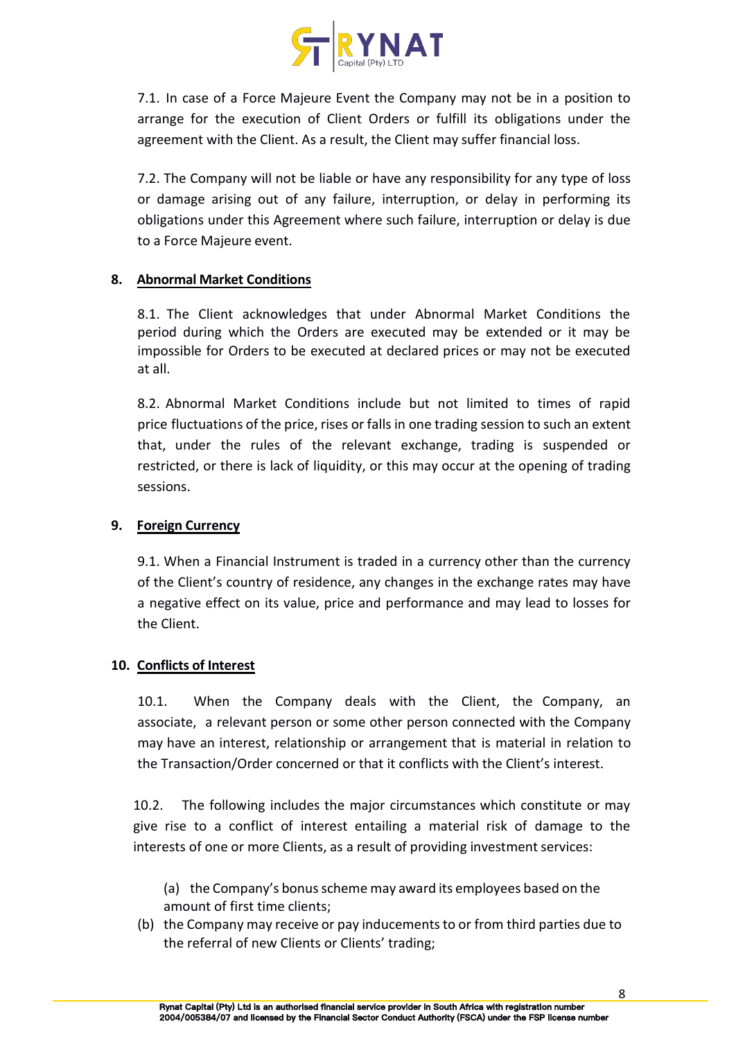7.1. In case of a Force Majeure Event the Company may not be in a position to arrange for the execution of Client Orders or fulfill its obligations under the agreement with the Client. As a result, the Client may suffer financial loss.

7.2. The Company will not be liable or have any responsibility for any type of loss or damage arising out of any failure, interruption, or delay in performing its obligations under this Agreement where such failure, interruption or delay is due to a Force Majeure event.

## 8. Abnormal Market Conditions

8.1. The Client acknowledges that under Abnormal Market Conditions the period during which the Orders are executed may be extended or it may be impossible for Orders to be executed at declared prices or may not be executed at all.

8.2. Abnormal Market Conditions include but not limited to times of rapid price fluctuations of the price, rises or falls in one trading session to such an extent that, under the rules of the relevant exchange, trading is suspended or restricted, or there is lack of liquidity, or this may occur at the opening of trading sessions.

## 9. Foreign Currency

9.1. When a Financial Instrument is traded in a currency other than the currency of the Client's country of residence, any changes in the exchange rates may have a negative effect on its value, price and performance and may lead to losses for the Client.

## 10. Conflicts of Interest

10.1. When the Company deals with the Client, the Company, an associate, a relevant person or some other person connected with the Company may have an interest, relationship or arrangement that is material in relation to the Transaction/Order concerned or that it conflicts with the Client's interest.

10.2. The following includes the major circumstances which constitute or may give rise to a conflict of interest entailing a material risk of damage to the interests of one or more Clients, as a result of providing investment services:

(a) the Company's bonus scheme may award its employees based on the amount of first time clients;

(b) the Company may receive or pay inducements to or from third parties due to the referral of new Clients or Clients' trading;

Rynat Capital (Pty) Ltd is an authorised financial service provider in South Africa with registration number 2004/005384/07 and licensed by the Financial Sector Conduct Authority (FSCA) under the FSP license number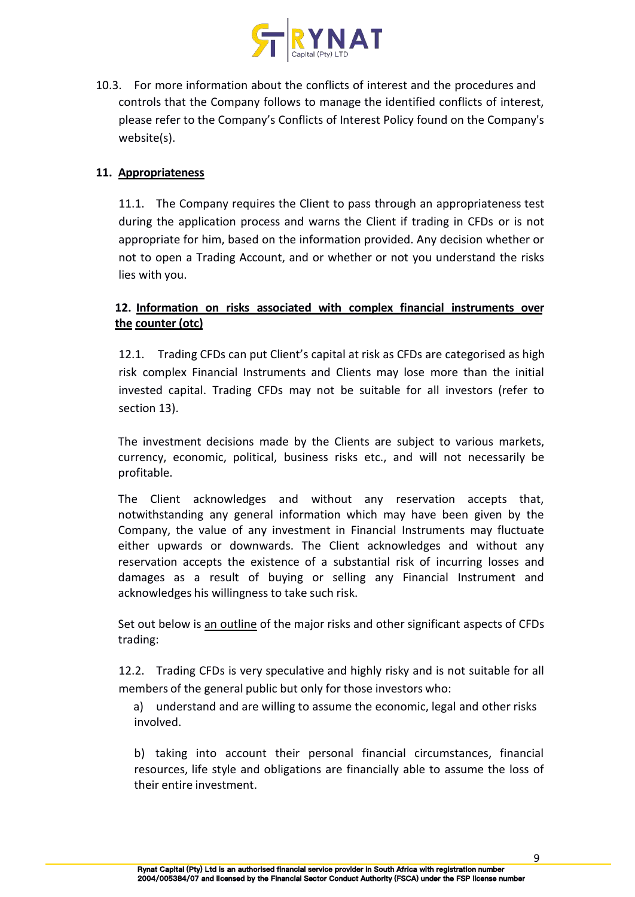10.3. For more information about the conflicts of interest and the procedures and controls that the Company follows to manage the identified conflicts of interest, please refer to the Company's Conflicts of Interest Policy found on the Company's website(s).

## 11. Appropriateness

11.1. The Company requires the Client to pass through an appropriateness test during the application process and warns the Client if trading in CFDs or is not appropriate for him, based on the information provided. Any decision whether or not to open a Trading Account, and or whether or not you understand the risks lies with you.

## 12. Information on risks associated with complex financial instruments over the counter (otc)

12.1. Trading CFDs can put Client's capital at risk as CFDs are categorised as high risk complex Financial Instruments and Clients may lose more than the initial invested capital. Trading CFDs may not be suitable for all investors (refer to section 13).

The investment decisions made by the Clients are subject to various markets, currency, economic, political, business risks etc., and will not necessarily be profitable.

The Client acknowledges and without any reservation accepts that, notwithstanding any general information which may have been given by the Company, the value of any investment in Financial Instruments may fluctuate either upwards or downwards. The Client acknowledges and without any reservation accepts the existence of a substantial risk of incurring losses and damages as a result of buying or selling any Financial Instrument and acknowledges his willingness to take such risk.

Set out below is <u>an outline</u> of the major risks and other significant aspects of CFDs trading:

12.2. Trading CFDs is very speculative and highly risky and is not suitable for all members of the general public but only for those investors who:

a) understand and are willing to assume the economic, legal and other risks involved.

b) taking into account their personal financial circumstances, financial resources, life style and obligations are financially able to assume the loss of their entire investment.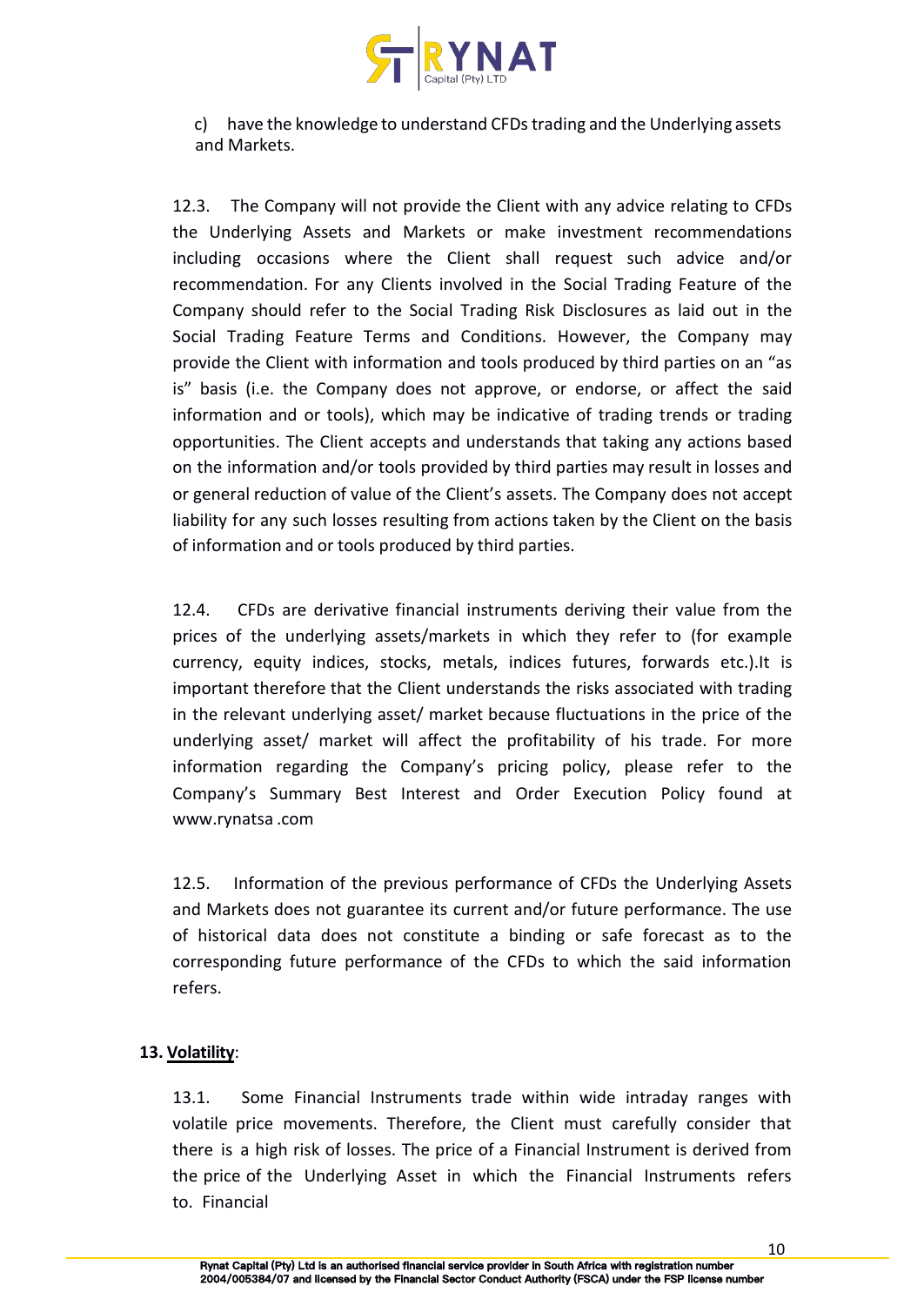c) have the knowledge to understand CFDs trading and the Underlying assets and Markets.

12.3. The Company will not provide the Client with any advice relating to CFDs the Underlying Assets and Markets or make investment recommendations including occasions where the Client shall request such advice and/or recommendation. For any Clients involved in the Social Trading Feature of the Company should refer to the Social Trading Risk Disclosures as laid out in the Social Trading Feature Terms and Conditions. However, the Company may provide the Client with information and tools produced by third parties on an "as is" basis (i.e. the Company does not approve, or endorse, or affect the said information and or tools), which may be indicative of trading trends or trading opportunities. The Client accepts and understands that taking any actions based on the information and/or tools provided by third parties may result in losses and or general reduction of value of the Client's assets. The Company does not accept liability for any such losses resulting from actions taken by the Client on the basis of information and or tools produced by third parties.

12.4. CFDs are derivative financial instruments deriving their value from the prices of the underlying assets/markets in which they refer to (for example currency, equity indices, stocks, metals, indices futures, forwards etc.).It is important therefore that the Client understands the risks associated with trading in the relevant underlying asset/ market because fluctuations in the price of the underlying asset/ market will affect the profitability of his trade. For more information regarding the Company's pricing policy, please refer to the Company's Summary Best Interest and Order Execution Policy found at www.rynatsa .com

12.5. Information of the previous performance of CFDs the Underlying Assets and Markets does not guarantee its current and/or future performance. The use of historical data does not constitute a binding or safe forecast as to the corresponding future performance of the CFDs to which the said information refers.

**13. <u>Volatility</u>**:

13.1. Some Financial Instruments trade within wide intraday ranges with volatile price movements. Therefore, the Client must carefully consider that there is a high risk of losses. The price of a Financial Instrument is derived from the price of the Underlying Asset in which the Financial Instruments refers to. Financial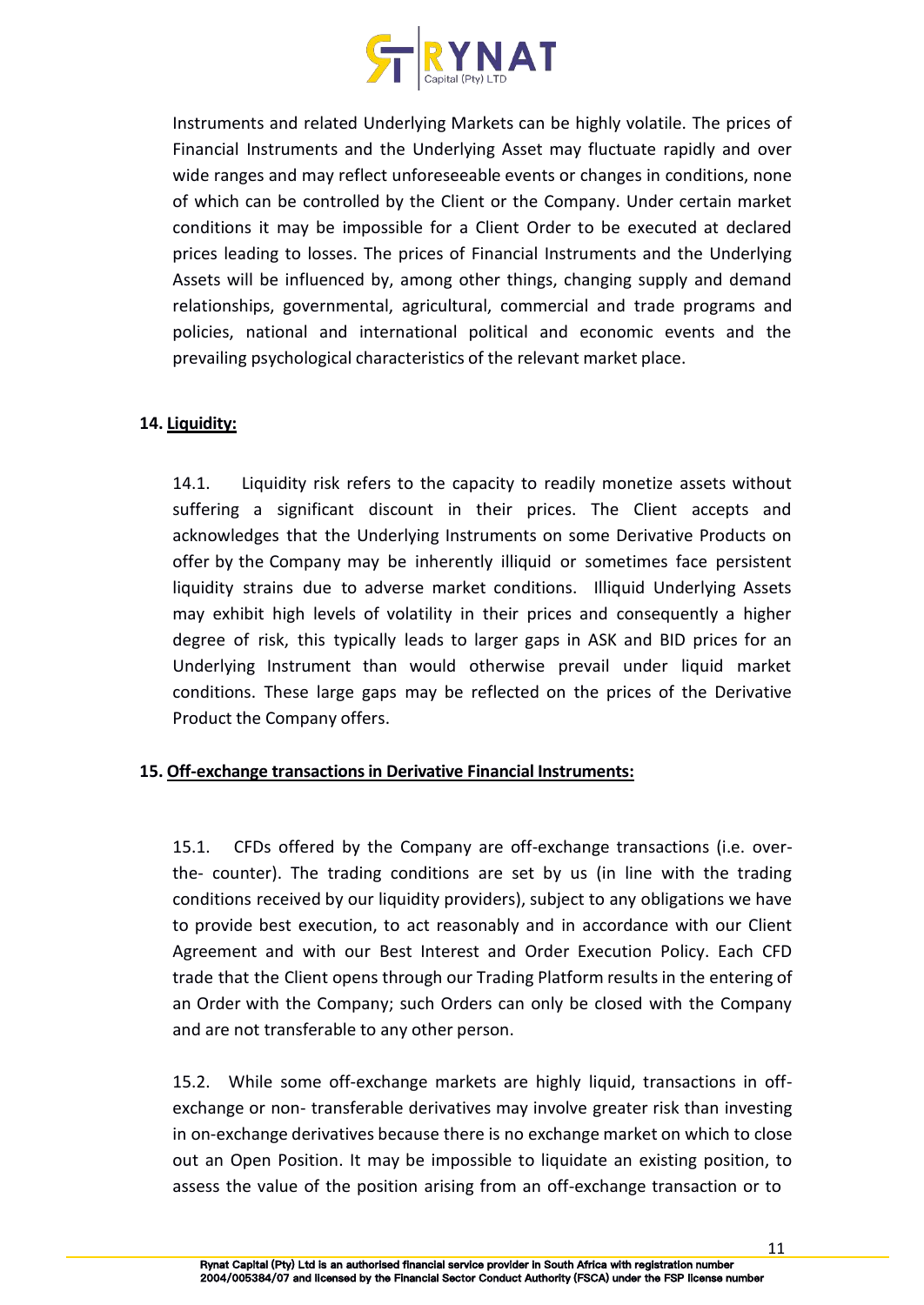Instruments and related Underlying Markets can be highly volatile. The prices of Financial Instruments and the Underlying Asset may fluctuate rapidly and over wide ranges and may reflect unforeseeable events or changes in conditions, none of which can be controlled by the Client or the Company. Under certain market conditions it may be impossible for a Client Order to be executed at declared prices leading to losses. The prices of Financial Instruments and the Underlying Assets will be influenced by, among other things, changing supply and demand relationships, governmental, agricultural, commercial and trade programs and policies, national and international political and economic events and the prevailing psychological characteristics of the relevant market place.

**14. Liquidity:**

14.1. Liquidity risk refers to the capacity to readily monetize assets without suffering a significant discount in their prices. The Client accepts and acknowledges that the Underlying Instruments on some Derivative Products on offer by the Company may be inherently illiquid or sometimes face persistent liquidity strains due to adverse market conditions. Illiquid Underlying Assets may exhibit high levels of volatility in their prices and consequently a higher degree of risk, this typically leads to larger gaps in ASK and BID prices for an Underlying Instrument than would otherwise prevail under liquid market conditions. These large gaps may be reflected on the prices of the Derivative Product the Company offers.

**15. Off-exchange transactions in Derivative Financial Instruments:**

15.1. CFDs offered by the Company are off-exchange transactions (i.e. over-the- counter). The trading conditions are set by us (in line with the trading conditions received by our liquidity providers), subject to any obligations we have to provide best execution, to act reasonably and in accordance with our Client Agreement and with our Best Interest and Order Execution Policy. Each CFD trade that the Client opens through our Trading Platform results in the entering of an Order with the Company; such Orders can only be closed with the Company and are not transferable to any other person.

15.2. While some off-exchange markets are highly liquid, transactions in off-exchange or non- transferable derivatives may involve greater risk than investing in on-exchange derivatives because there is no exchange market on which to close out an Open Position. It may be impossible to liquidate an existing position, to assess the value of the position arising from an off-exchange transaction or to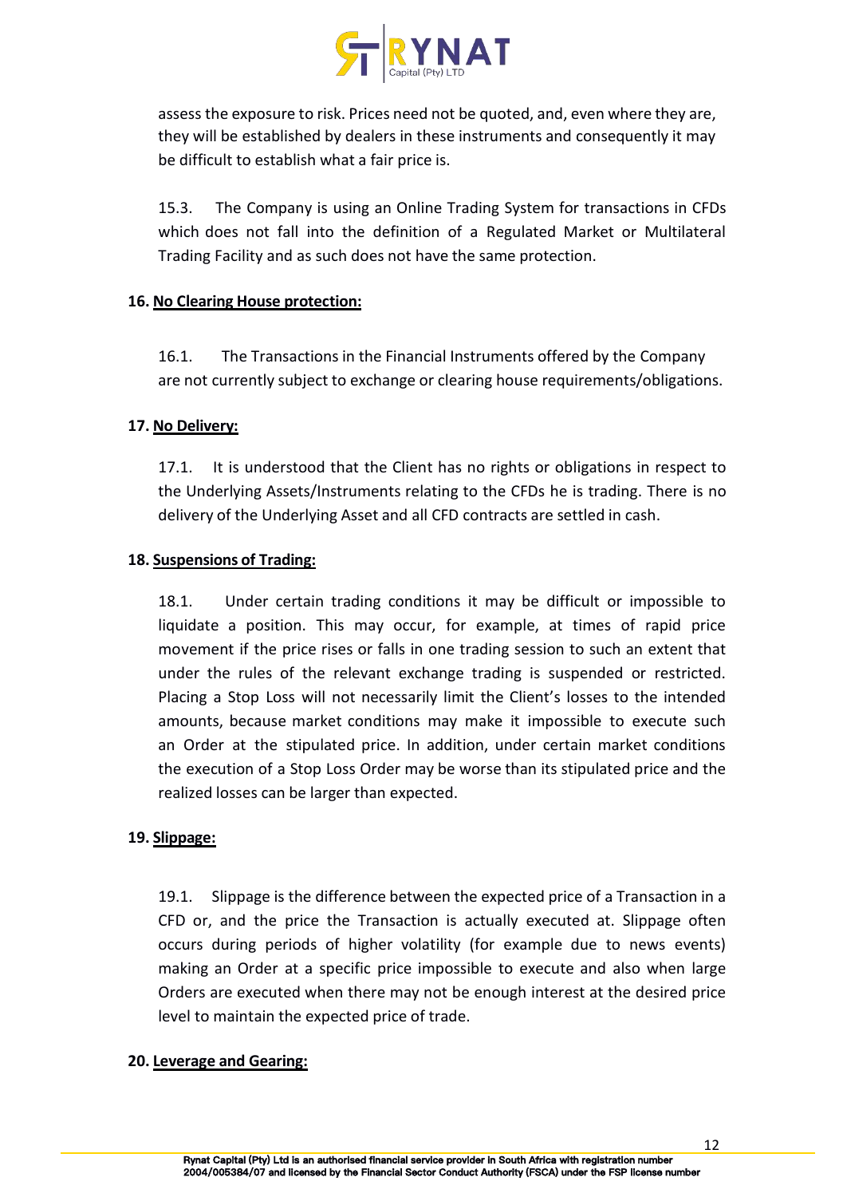assess the exposure to risk. Prices need not be quoted, and, even where they are, they will be established by dealers in these instruments and consequently it may be difficult to establish what a fair price is.

15.3. The Company is using an Online Trading System for transactions in CFDs which does not fall into the definition of a Regulated Market or Multilateral Trading Facility and as such does not have the same protection.

**16. No Clearing House protection:**

16.1. The Transactions in the Financial Instruments offered by the Company are not currently subject to exchange or clearing house requirements/obligations.

**17. No Delivery:**

17.1. It is understood that the Client has no rights or obligations in respect to the Underlying Assets/Instruments relating to the CFDs he is trading. There is no delivery of the Underlying Asset and all CFD contracts are settled in cash.

**18. Suspensions of Trading:**

18.1. Under certain trading conditions it may be difficult or impossible to liquidate a position. This may occur, for example, at times of rapid price movement if the price rises or falls in one trading session to such an extent that under the rules of the relevant exchange trading is suspended or restricted. Placing a Stop Loss will not necessarily limit the Client's losses to the intended amounts, because market conditions may make it impossible to execute such an Order at the stipulated price. In addition, under certain market conditions the execution of a Stop Loss Order may be worse than its stipulated price and the realized losses can be larger than expected.

**19. Slippage:**

19.1. Slippage is the difference between the expected price of a Transaction in a CFD or, and the price the Transaction is actually executed at. Slippage often occurs during periods of higher volatility (for example due to news events) making an Order at a specific price impossible to execute and also when large Orders are executed when there may not be enough interest at the desired price level to maintain the expected price of trade.

**20. Leverage and Gearing:**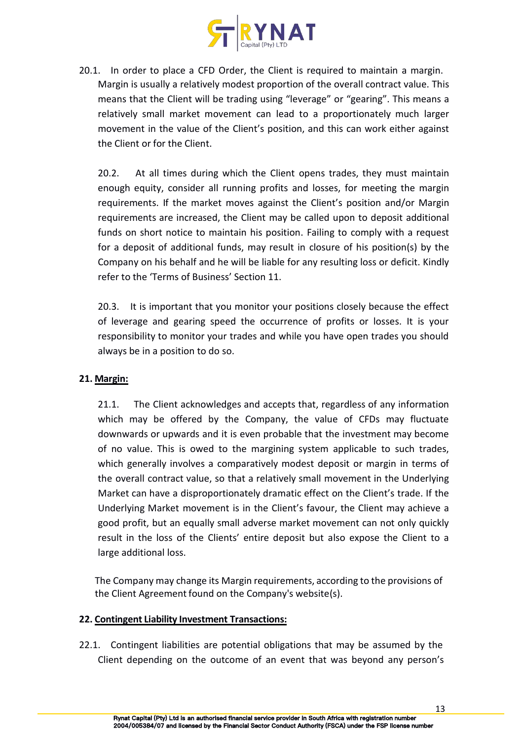20.1. In order to place a CFD Order, the Client is required to maintain a margin. Margin is usually a relatively modest proportion of the overall contract value. This means that the Client will be trading using "leverage" or "gearing". This means a relatively small market movement can lead to a proportionately much larger movement in the value of the Client's position, and this can work either against the Client or for the Client.

20.2. At all times during which the Client opens trades, they must maintain enough equity, consider all running profits and losses, for meeting the margin requirements. If the market moves against the Client's position and/or Margin requirements are increased, the Client may be called upon to deposit additional funds on short notice to maintain his position. Failing to comply with a request for a deposit of additional funds, may result in closure of his position(s) by the Company on his behalf and he will be liable for any resulting loss or deficit. Kindly refer to the 'Terms of Business' Section 11.

20.3. It is important that you monitor your positions closely because the effect of leverage and gearing speed the occurrence of profits or losses. It is your responsibility to monitor your trades and while you have open trades you should always be in a position to do so.

**21. Margin:**

21.1. The Client acknowledges and accepts that, regardless of any information which may be offered by the Company, the value of CFDs may fluctuate downwards or upwards and it is even probable that the investment may become of no value. This is owed to the margining system applicable to such trades, which generally involves a comparatively modest deposit or margin in terms of the overall contract value, so that a relatively small movement in the Underlying Market can have a disproportionately dramatic effect on the Client's trade. If the Underlying Market movement is in the Client's favour, the Client may achieve a good profit, but an equally small adverse market movement can not only quickly result in the loss of the Clients' entire deposit but also expose the Client to a large additional loss.

The Company may change its Margin requirements, according to the provisions of the Client Agreement found on the Company's website(s).

**22. Contingent Liability Investment Transactions:**

22.1. Contingent liabilities are potential obligations that may be assumed by the Client depending on the outcome of an event that was beyond any person's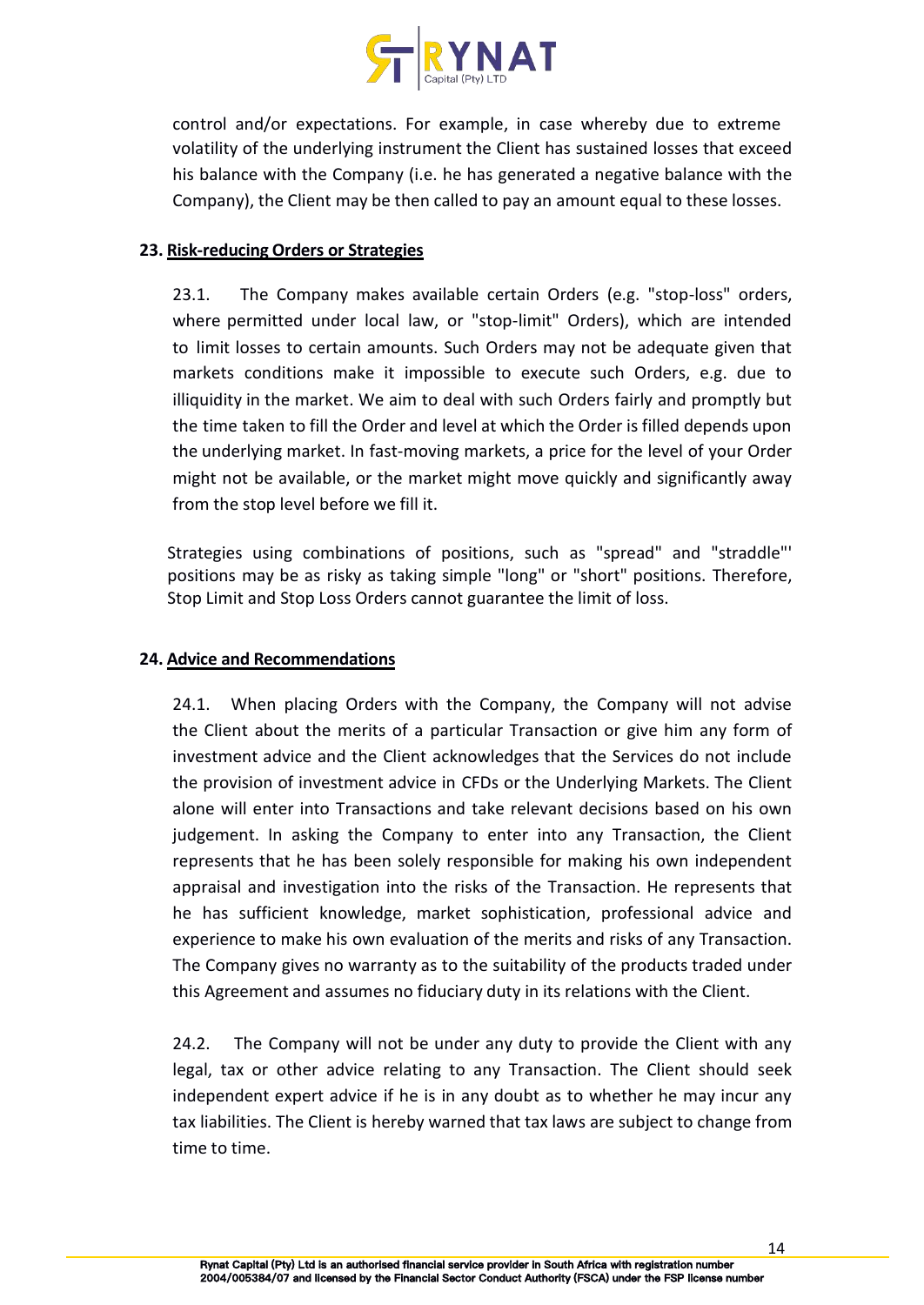control and/or expectations. For example, in case whereby due to extreme volatility of the underlying instrument the Client has sustained losses that exceed his balance with the Company (i.e. he has generated a negative balance with the Company), the Client may be then called to pay an amount equal to these losses.

## 23. Risk-reducing Orders or Strategies

23.1. The Company makes available certain Orders (e.g. "stop-loss" orders, where permitted under local law, or "stop-limit" Orders), which are intended to limit losses to certain amounts. Such Orders may not be adequate given that markets conditions make it impossible to execute such Orders, e.g. due to illiquidity in the market. We aim to deal with such Orders fairly and promptly but the time taken to fill the Order and level at which the Order is filled depends upon the underlying market. In fast-moving markets, a price for the level of your Order might not be available, or the market might move quickly and significantly away from the stop level before we fill it.

Strategies using combinations of positions, such as "spread" and "straddle"' positions may be as risky as taking simple "long" or "short" positions. Therefore, Stop Limit and Stop Loss Orders cannot guarantee the limit of loss.

## 24. Advice and Recommendations

24.1. When placing Orders with the Company, the Company will not advise the Client about the merits of a particular Transaction or give him any form of investment advice and the Client acknowledges that the Services do not include the provision of investment advice in CFDs or the Underlying Markets. The Client alone will enter into Transactions and take relevant decisions based on his own judgement. In asking the Company to enter into any Transaction, the Client represents that he has been solely responsible for making his own independent appraisal and investigation into the risks of the Transaction. He represents that he has sufficient knowledge, market sophistication, professional advice and experience to make his own evaluation of the merits and risks of any Transaction. The Company gives no warranty as to the suitability of the products traded under this Agreement and assumes no fiduciary duty in its relations with the Client.

24.2. The Company will not be under any duty to provide the Client with any legal, tax or other advice relating to any Transaction. The Client should seek independent expert advice if he is in any doubt as to whether he may incur any tax liabilities. The Client is hereby warned that tax laws are subject to change from time to time.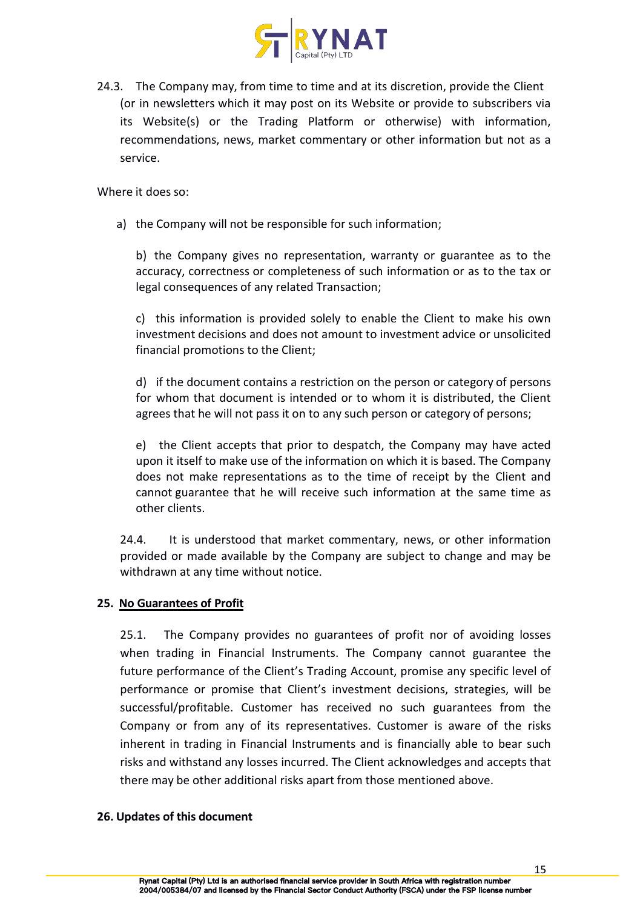24.3. The Company may, from time to time and at its discretion, provide the Client (or in newsletters which it may post on its Website or provide to subscribers via its Website(s) or the Trading Platform or otherwise) with information, recommendations, news, market commentary or other information but not as a service.

Where it does so:

a) the Company will not be responsible for such information;

b) the Company gives no representation, warranty or guarantee as to the accuracy, correctness or completeness of such information or as to the tax or legal consequences of any related Transaction;

c) this information is provided solely to enable the Client to make his own investment decisions and does not amount to investment advice or unsolicited financial promotions to the Client;

d) if the document contains a restriction on the person or category of persons for whom that document is intended or to whom it is distributed, the Client agrees that he will not pass it on to any such person or category of persons;

e) the Client accepts that prior to despatch, the Company may have acted upon it itself to make use of the information on which it is based. The Company does not make representations as to the time of receipt by the Client and cannot guarantee that he will receive such information at the same time as other clients.

24.4. It is understood that market commentary, news, or other information provided or made available by the Company are subject to change and may be withdrawn at any time without notice.

## 25. No Guarantees of Profit

25.1. The Company provides no guarantees of profit nor of avoiding losses when trading in Financial Instruments. The Company cannot guarantee the future performance of the Client's Trading Account, promise any specific level of performance or promise that Client's investment decisions, strategies, will be successful/profitable. Customer has received no such guarantees from the Company or from any of its representatives. Customer is aware of the risks inherent in trading in Financial Instruments and is financially able to bear such risks and withstand any losses incurred. The Client acknowledges and accepts that there may be other additional risks apart from those mentioned above.

## 26. Updates of this document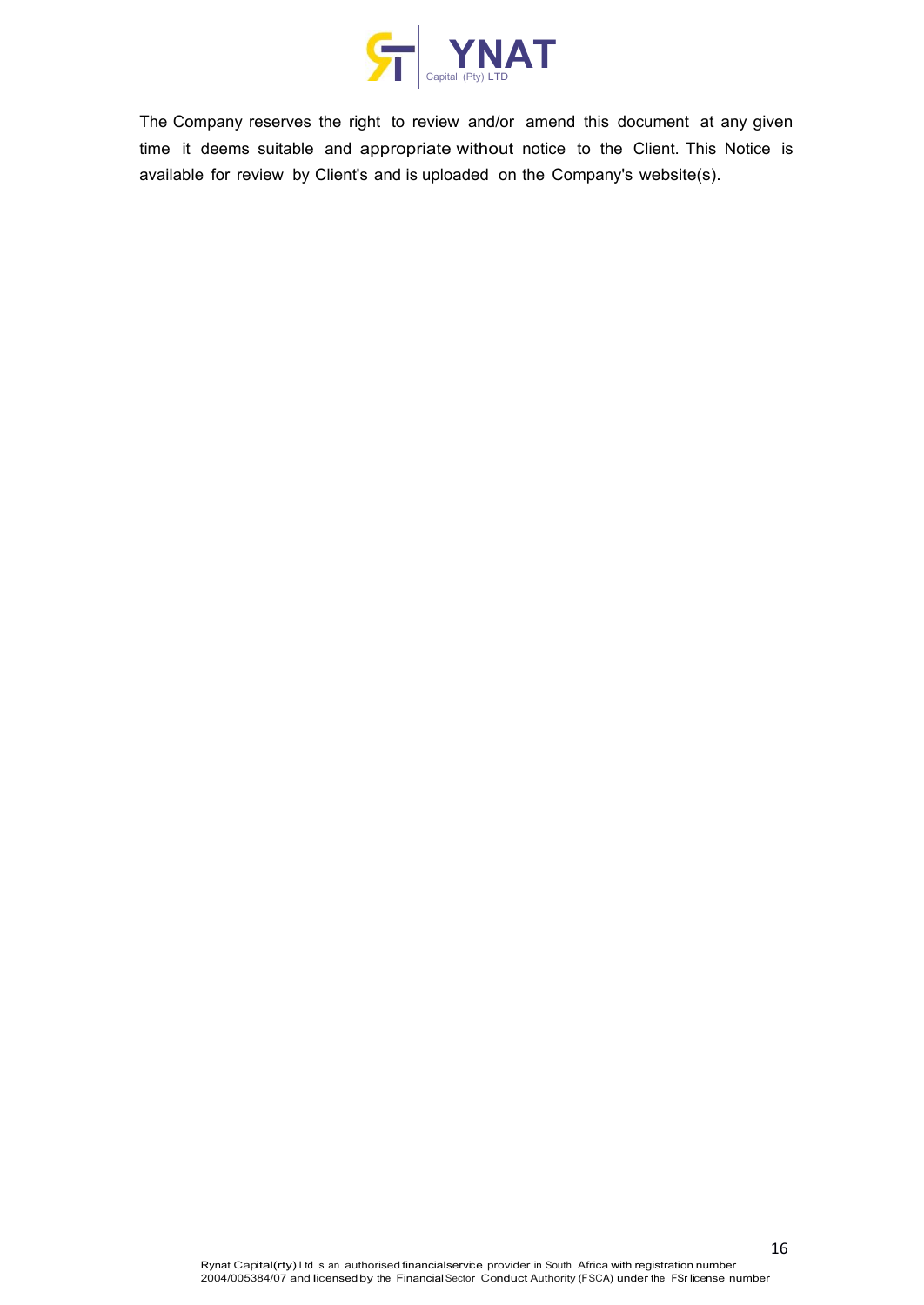The Company reserves the right to review and/or amend this document at any given time it deems suitable and appropriate without notice to the Client. This Notice is available for review by Client's and is uploaded on the Company's website(s).